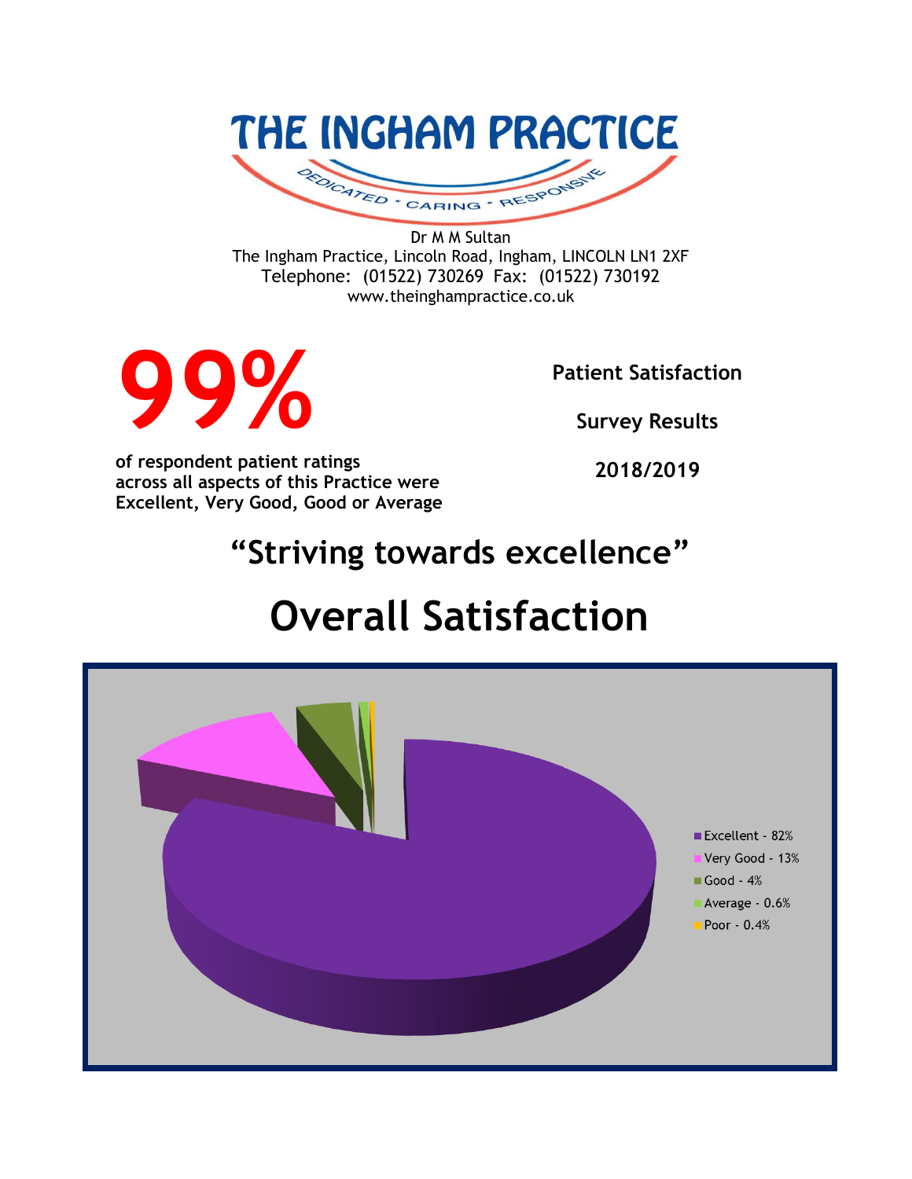# THE INGHAM PRACTICE

DEDICATED * CARING * RESPONSIVE

Dr M M Sultan
The Ingham Practice, Lincoln Road, Ingham, LINCOLN LN1 2XF
Telephone: (01522) 730269 Fax: (01522) 730192
www.theinghampractice.co.uk

# 99%

**of respondent patient ratings across all aspects of this Practice were Excellent, Very Good, Good or Average**

**Patient Satisfaction**

**Survey Results**

**2018/2019**

## "Striving towards excellence"

# Overall Satisfaction

- Excellent - 82%
- Very Good - 13%
- Good - 4%
- Average - 0.6%
- Poor - 0.4%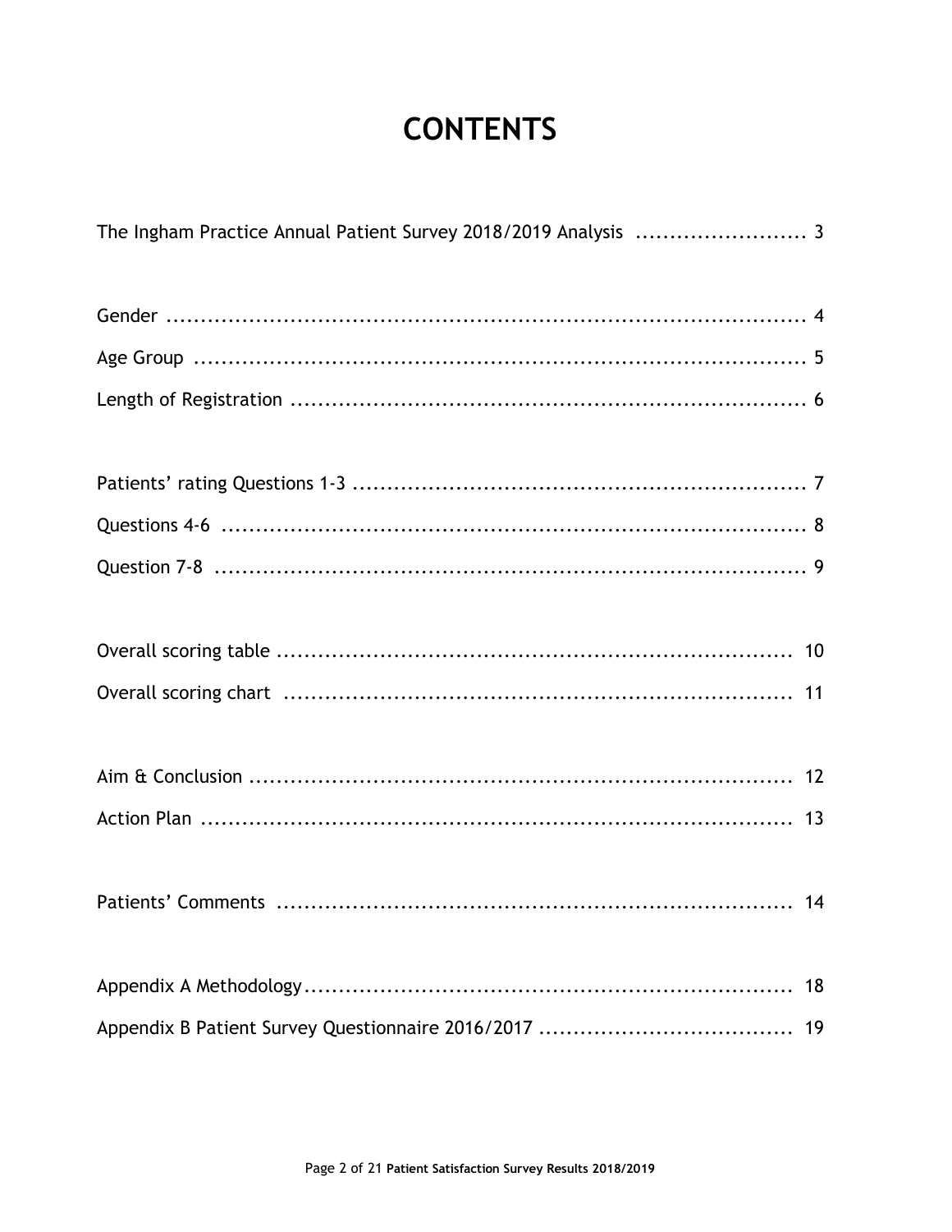# CONTENTS

The Ingham Practice Annual Patient Survey 2018/2019 Analysis ........................ 3

Gender ........................................................................................ 4

Age Group ..................................................................................... 5

Length of Registration ...................................................................... 6

Patients' rating Questions 1-3 ............................................................ 7

Questions 4-6 ................................................................................. 8

Question 7-8 .................................................................................. 9

Overall scoring table ....................................................................... 10

Overall scoring chart ....................................................................... 11

Aim & Conclusion ............................................................................ 12

Action Plan ................................................................................... 13

Patients' Comments ........................................................................ 14

Appendix A Methodology.................................................................... 18

Appendix B Patient Survey Questionnaire 2016/2017 .................................... 19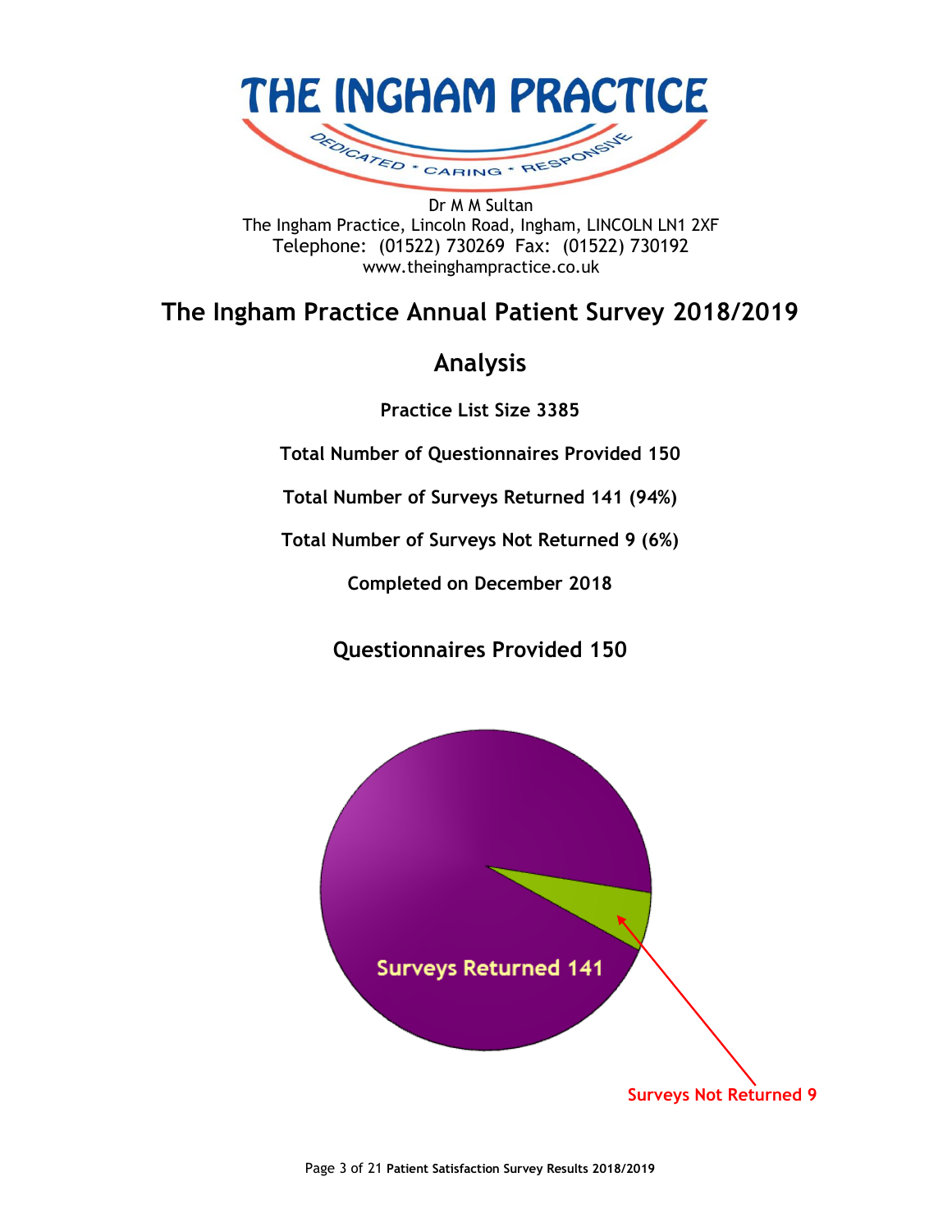# THE INGHAM PRACTICE

DEDICATED * CARING * RESPONSIVE

Dr M M Sultan
The Ingham Practice, Lincoln Road, Ingham, LINCOLN LN1 2XF
Telephone: (01522) 730269 Fax: (01522) 730192
www.theinghampractice.co.uk

## The Ingham Practice Annual Patient Survey 2018/2019

## Analysis

**Practice List Size 3385**

**Total Number of Questionnaires Provided 150**

**Total Number of Surveys Returned 141 (94%)**

**Total Number of Surveys Not Returned 9 (6%)**

**Completed on December 2018**

### Questionnaires Provided 150

Surveys Returned 141

Surveys Not Returned 9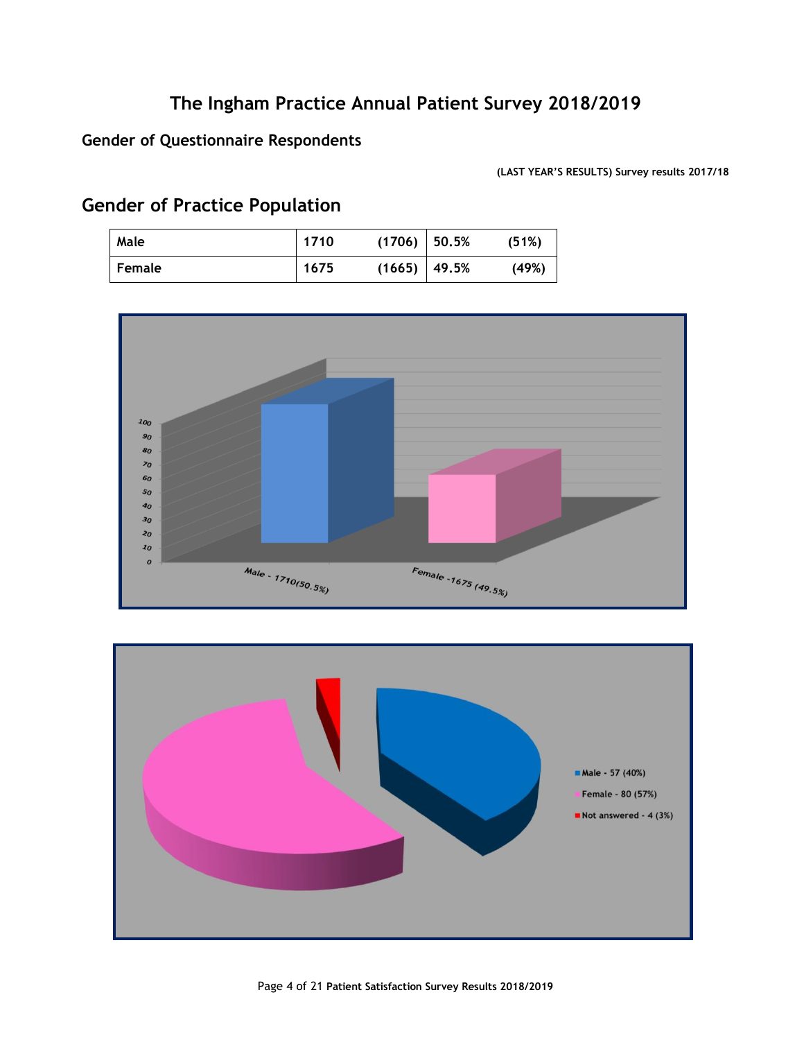# The Ingham Practice Annual Patient Survey 2018/2019

## Gender of Questionnaire Respondents

**(LAST YEAR'S RESULTS) Survey results 2017/18**

## Gender of Practice Population

| Male | 1710 | (1706) | 50.5% | (51%) |
|---|---|---|---|---|
| Female | 1675 | (1665) | 49.5% | (49%) |

Male - 1710(50.5%)

Female -1675 (49.5%)

Male - 57 (40%)

Female - 80 (57%)

Not answered - 4 (3%)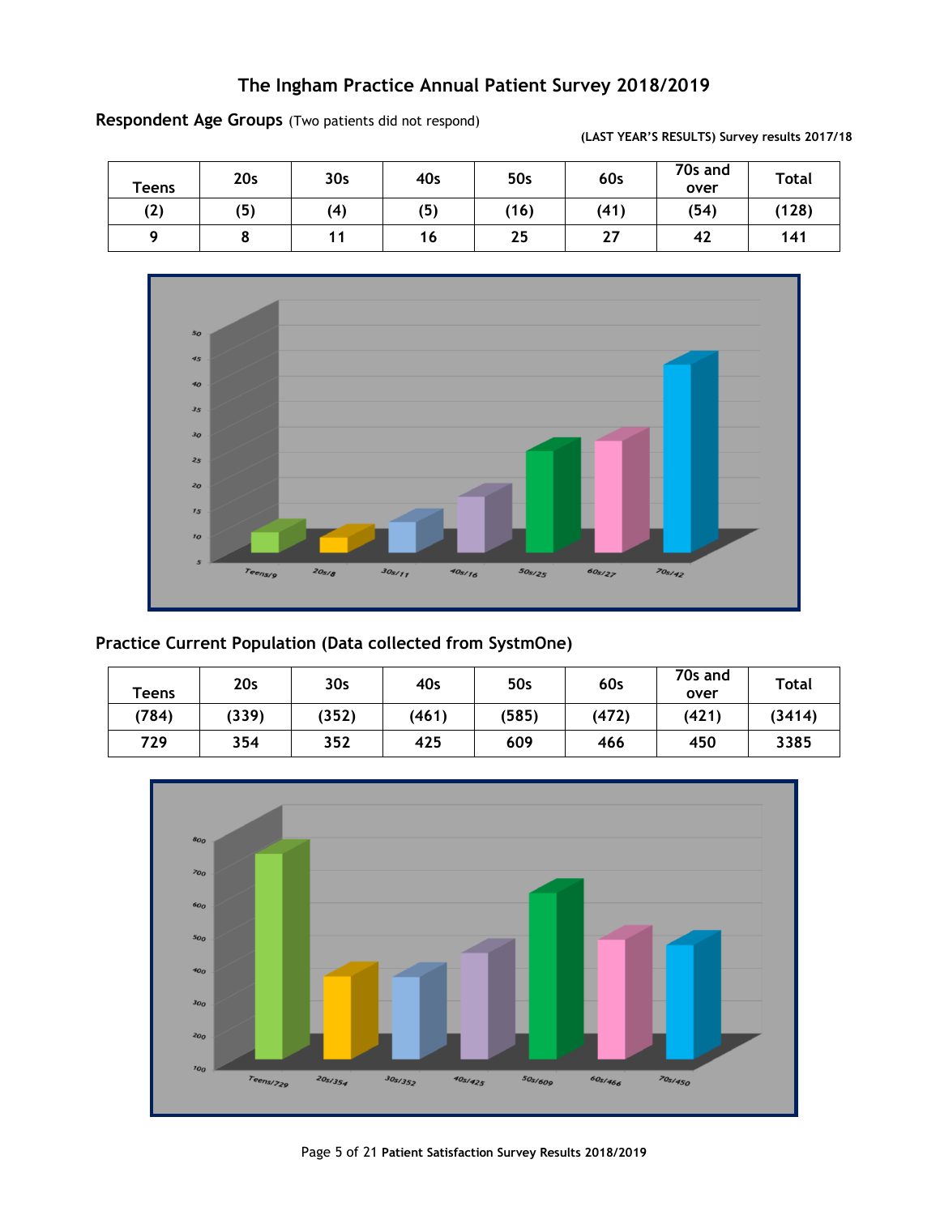# The Ingham Practice Annual Patient Survey 2018/2019

**Respondent Age Groups** (Two patients did not respond)

**(LAST YEAR'S RESULTS) Survey results 2017/18**

| Teens | 20s | 30s | 40s | 50s | 60s | 70s and over | Total |
|---|---|---|---|---|---|---|---|
| (2) | (5) | (4) | (5) | (16) | (41) | (54) | (128) |
| 9 | 8 | 11 | 16 | 25 | 27 | 42 | 141 |

## Practice Current Population (Data collected from SystmOne)

| Teens | 20s | 30s | 40s | 50s | 60s | 70s and over | Total |
|---|---|---|---|---|---|---|---|
| (784) | (339) | (352) | (461) | (585) | (472) | (421) | (3414) |
| 729 | 354 | 352 | 425 | 609 | 466 | 450 | 3385 |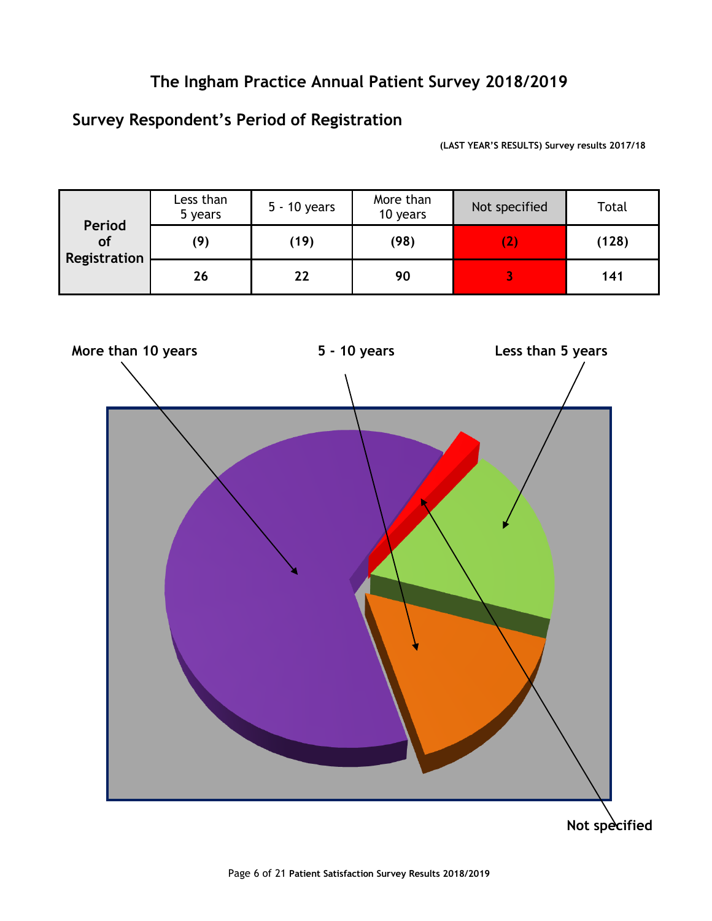# The Ingham Practice Annual Patient Survey 2018/2019

## Survey Respondent's Period of Registration

**(LAST YEAR'S RESULTS) Survey results 2017/18**

| Period of Registration | Less than 5 years | 5 - 10 years | More than 10 years | Not specified | Total |
|---|---|---|---|---|---|
| | **(9)** | **(19)** | **(98)** | **(2)** | **(128)** |
| | **26** | **22** | **90** | **3** | **141** |

**More than 10 years** **5 - 10 years** **Less than 5 years**

**Not specified**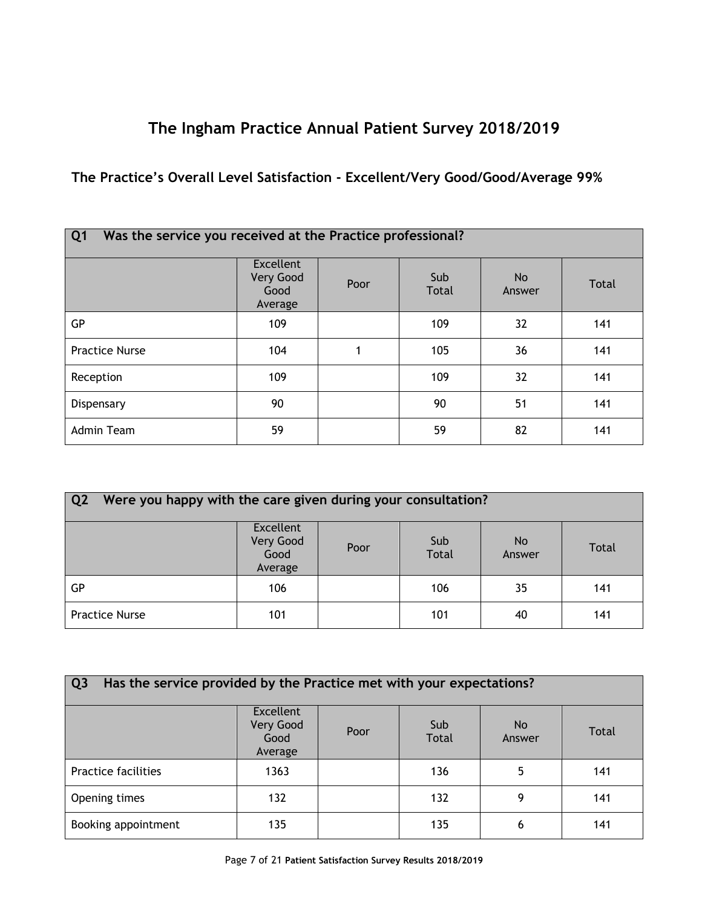# The Ingham Practice Annual Patient Survey 2018/2019

## The Practice's Overall Level Satisfaction - Excellent/Very Good/Good/Average 99%

| Q1 Was the service you received at the Practice professional? | | | | | |
|---|---|---|---|---|---|
| | Excellent Very Good Good Average | Poor | Sub Total | No Answer | Total |
| GP | 109 | | 109 | 32 | 141 |
| Practice Nurse | 104 | 1 | 105 | 36 | 141 |
| Reception | 109 | | 109 | 32 | 141 |
| Dispensary | 90 | | 90 | 51 | 141 |
| Admin Team | 59 | | 59 | 82 | 141 |

| Q2 Were you happy with the care given during your consultation? | | | | | |
|---|---|---|---|---|---|
| | Excellent Very Good Good Average | Poor | Sub Total | No Answer | Total |
| GP | 106 | | 106 | 35 | 141 |
| Practice Nurse | 101 | | 101 | 40 | 141 |

| Q3 Has the service provided by the Practice met with your expectations? | | | | | |
|---|---|---|---|---|---|
| | Excellent Very Good Good Average | Poor | Sub Total | No Answer | Total |
| Practice facilities | 1363 | | 136 | 5 | 141 |
| Opening times | 132 | | 132 | 9 | 141 |
| Booking appointment | 135 | | 135 | 6 | 141 |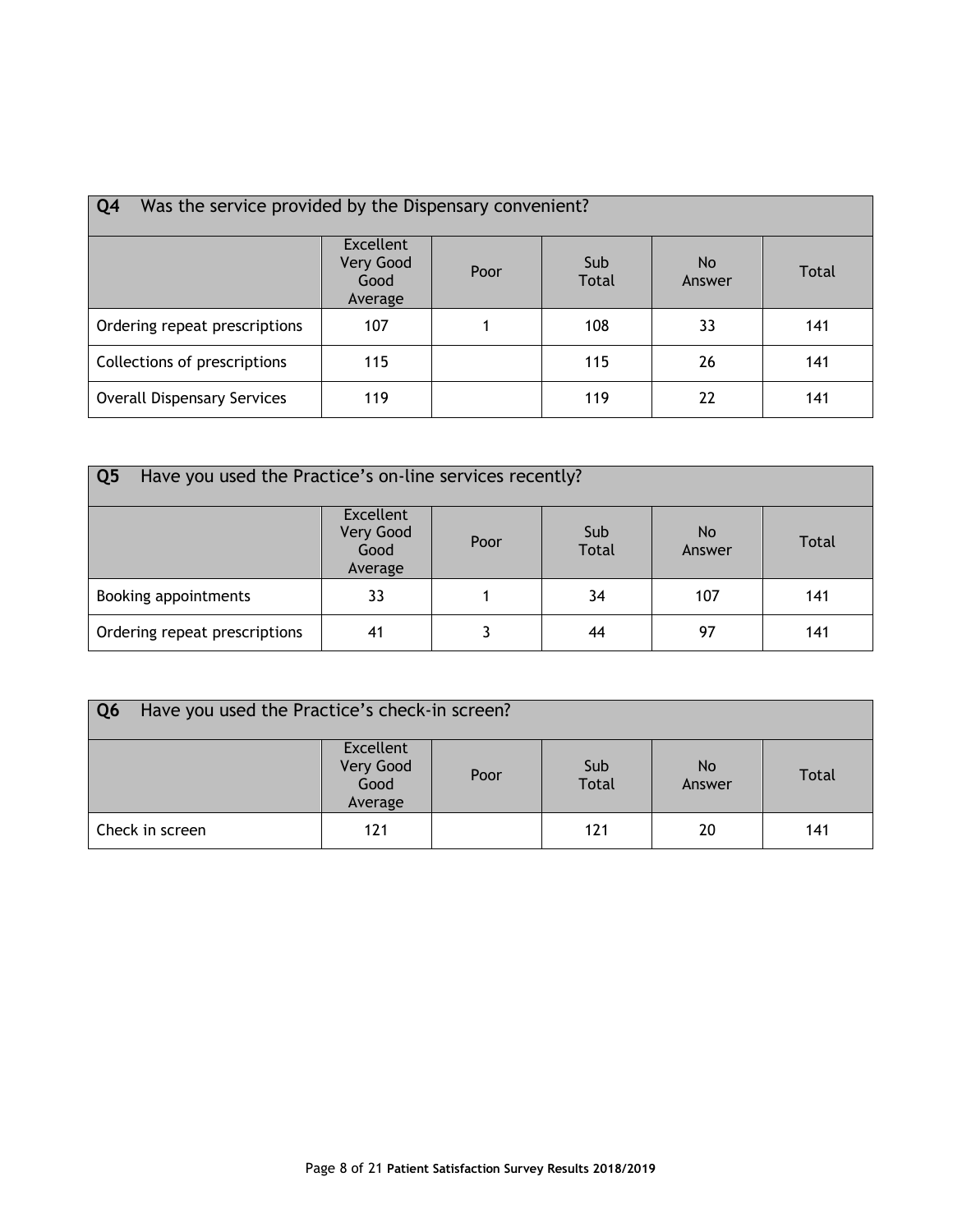| **Q4** Was the service provided by the Dispensary convenient? | | | | | |
|---|---|---|---|---|---|
| | Excellent Very Good Good Average | Poor | Sub Total | No Answer | Total |
| Ordering repeat prescriptions | 107 | 1 | 108 | 33 | 141 |
| Collections of prescriptions | 115 | | 115 | 26 | 141 |
| Overall Dispensary Services | 119 | | 119 | 22 | 141 |

| **Q5** Have you used the Practice's on-line services recently? | | | | | |
|---|---|---|---|---|---|
| | Excellent Very Good Good Average | Poor | Sub Total | No Answer | Total |
| Booking appointments | 33 | 1 | 34 | 107 | 141 |
| Ordering repeat prescriptions | 41 | 3 | 44 | 97 | 141 |

| **Q6** Have you used the Practice's check-in screen? | | | | | |
|---|---|---|---|---|---|
| | Excellent Very Good Good Average | Poor | Sub Total | No Answer | Total |
| Check in screen | 121 | | 121 | 20 | 141 |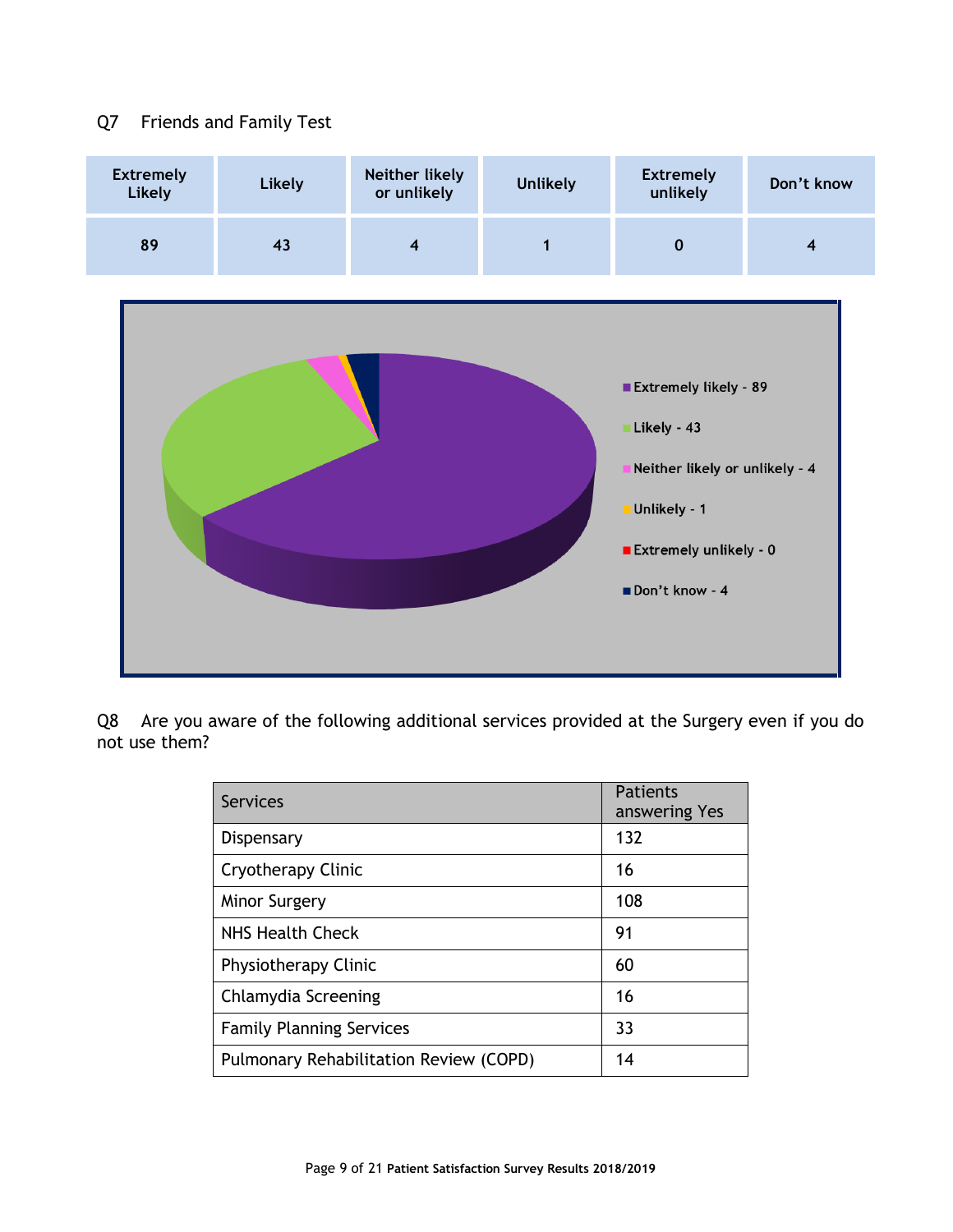Q7 Friends and Family Test

| Extremely Likely | Likely | Neither likely or unlikely | Unlikely | Extremely unlikely | Don't know |
|---|---|---|---|---|---|
| 89 | 43 | 4 | 1 | 0 | 4 |

Extremely likely - 89
Likely - 43
Neither likely or unlikely - 4
Unlikely - 1
Extremely unlikely - 0
Don't know - 4

Q8 Are you aware of the following additional services provided at the Surgery even if you do not use them?

| Services | Patients answering Yes |
|---|---|
| Dispensary | 132 |
| Cryotherapy Clinic | 16 |
| Minor Surgery | 108 |
| NHS Health Check | 91 |
| Physiotherapy Clinic | 60 |
| Chlamydia Screening | 16 |
| Family Planning Services | 33 |
| Pulmonary Rehabilitation Review (COPD) | 14 |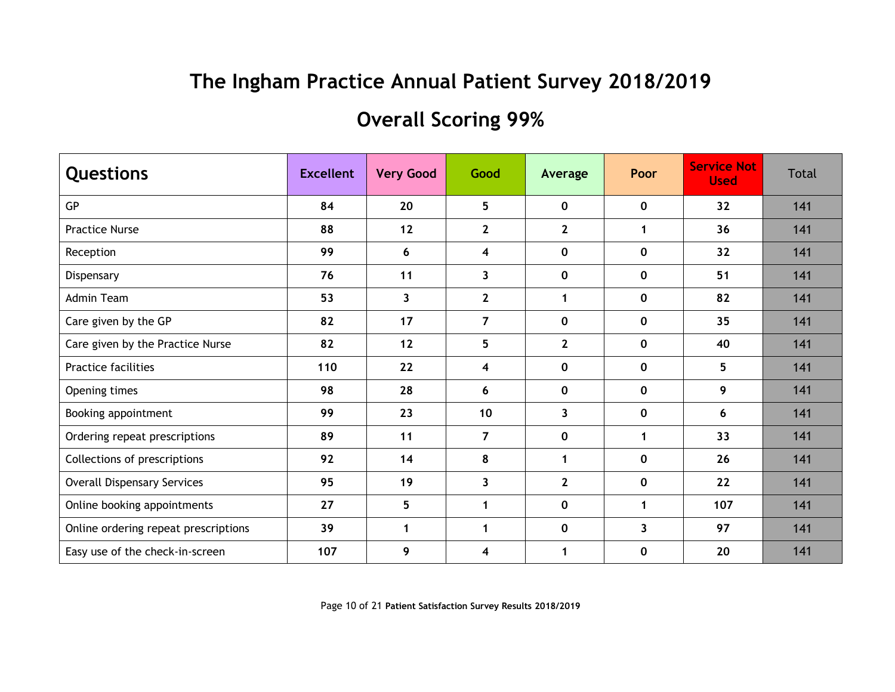# The Ingham Practice Annual Patient Survey 2018/2019

## Overall Scoring 99%

| Questions | Excellent | Very Good | Good | Average | Poor | Service Not Used | Total |
|---|---|---|---|---|---|---|---|
| GP | **84** | **20** | **5** | **0** | **0** | **32** | **141** |
| Practice Nurse | **88** | **12** | **2** | **2** | **1** | **36** | **141** |
| Reception | **99** | **6** | **4** | **0** | **0** | **32** | **141** |
| Dispensary | **76** | **11** | **3** | **0** | **0** | **51** | **141** |
| Admin Team | **53** | **3** | **2** | **1** | **0** | **82** | **141** |
| Care given by the GP | **82** | **17** | **7** | **0** | **0** | **35** | **141** |
| Care given by the Practice Nurse | **82** | **12** | **5** | **2** | **0** | **40** | **141** |
| Practice facilities | **110** | **22** | **4** | **0** | **0** | **5** | **141** |
| Opening times | **98** | **28** | **6** | **0** | **0** | **9** | **141** |
| Booking appointment | **99** | **23** | **10** | **3** | **0** | **6** | **141** |
| Ordering repeat prescriptions | **89** | **11** | **7** | **0** | **1** | **33** | **141** |
| Collections of prescriptions | **92** | **14** | **8** | **1** | **0** | **26** | **141** |
| Overall Dispensary Services | **95** | **19** | **3** | **2** | **0** | **22** | **141** |
| Online booking appointments | **27** | **5** | **1** | **0** | **1** | **107** | **141** |
| Online ordering repeat prescriptions | **39** | **1** | **1** | **0** | **3** | **97** | **141** |
| Easy use of the check-in-screen | **107** | **9** | **4** | **1** | **0** | **20** | **141** |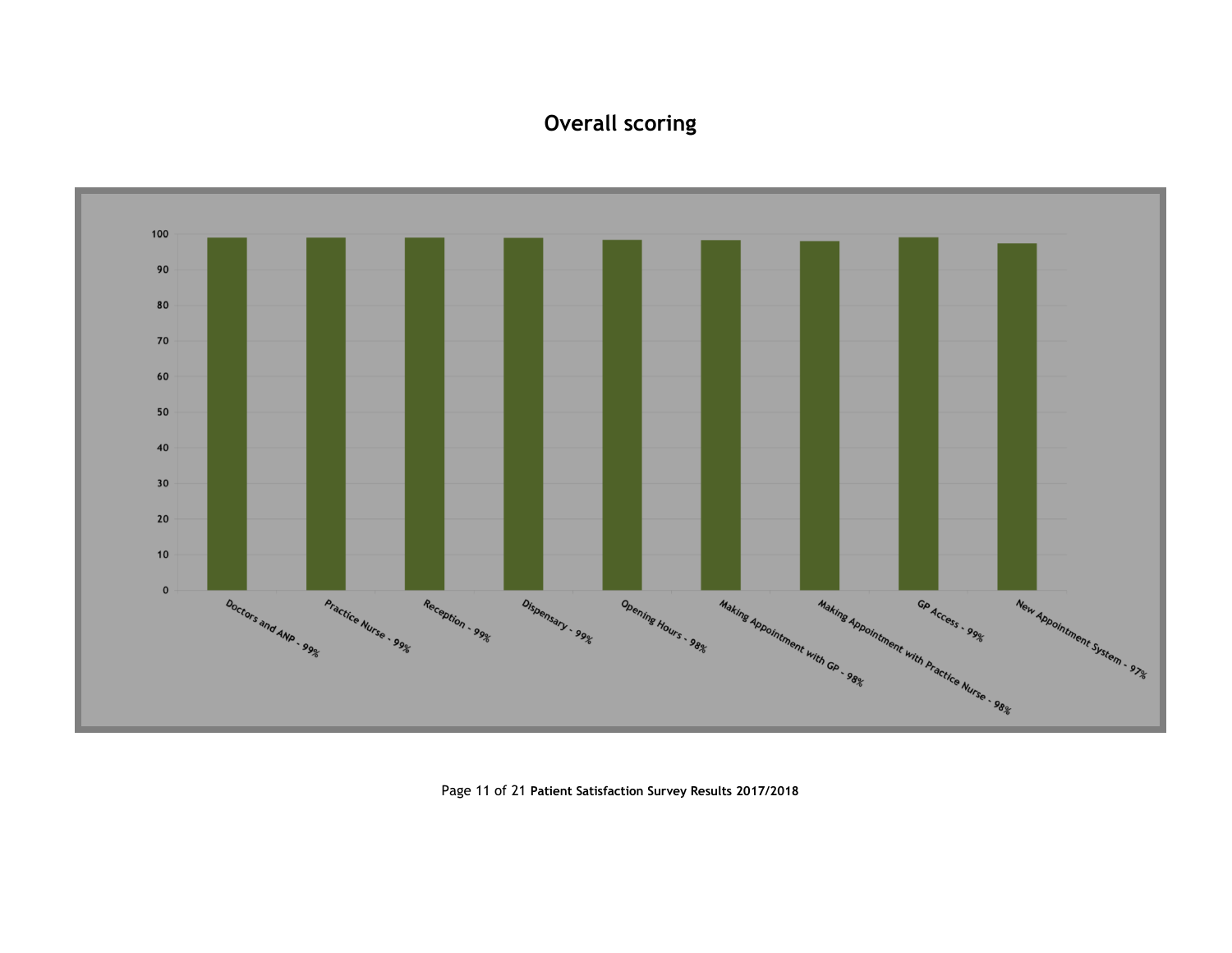# Overall scoring

| Category | Score |
|---|---|
| Doctors and ANP | 99% |
| Practice Nurse | 99% |
| Reception | 99% |
| Dispensary | 99% |
| Opening Hours | 98% |
| Making Appointment with GP | 98% |
| Making Appointment with Practice Nurse | 98% |
| GP Access | 99% |
| New Appointment System | 97% |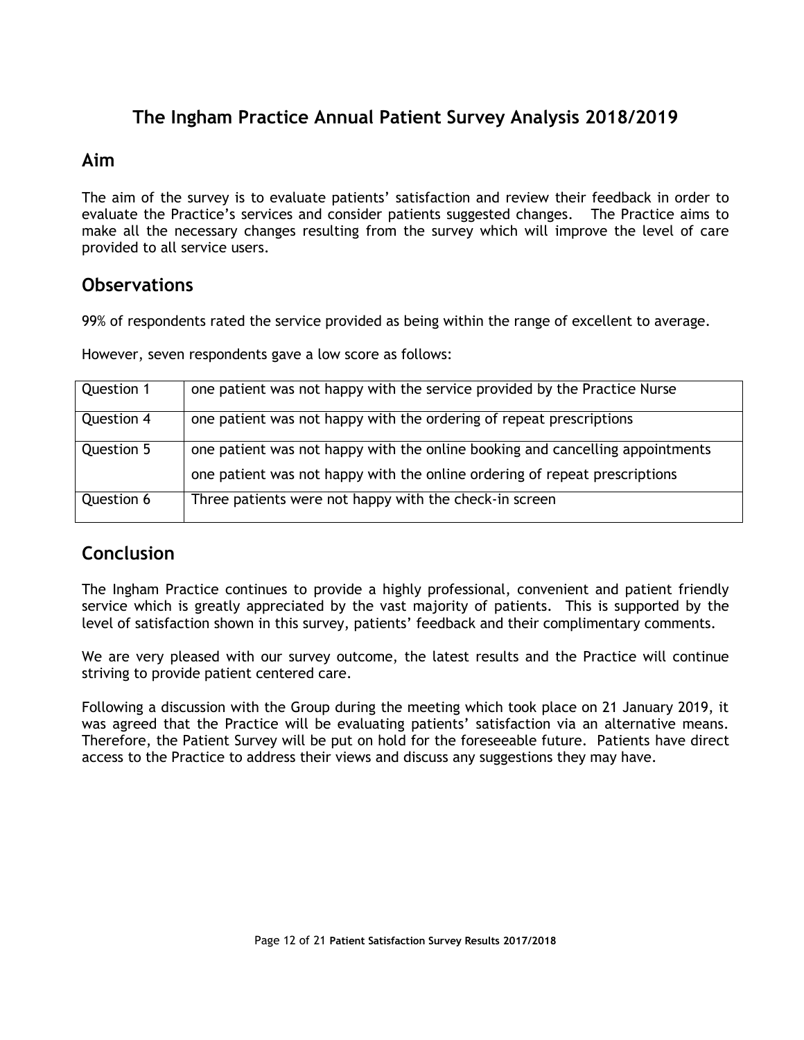# The Ingham Practice Annual Patient Survey Analysis 2018/2019

## Aim

The aim of the survey is to evaluate patients' satisfaction and review their feedback in order to evaluate the Practice's services and consider patients suggested changes. The Practice aims to make all the necessary changes resulting from the survey which will improve the level of care provided to all service users.

## Observations

99% of respondents rated the service provided as being within the range of excellent to average.

However, seven respondents gave a low score as follows:

| | |
|---|---|
| Question 1 | one patient was not happy with the service provided by the Practice Nurse |
| Question 4 | one patient was not happy with the ordering of repeat prescriptions |
| Question 5 | one patient was not happy with the online booking and cancelling appointments<br>one patient was not happy with the online ordering of repeat prescriptions |
| Question 6 | Three patients were not happy with the check-in screen |

## Conclusion

The Ingham Practice continues to provide a highly professional, convenient and patient friendly service which is greatly appreciated by the vast majority of patients. This is supported by the level of satisfaction shown in this survey, patients' feedback and their complimentary comments.

We are very pleased with our survey outcome, the latest results and the Practice will continue striving to provide patient centered care.

Following a discussion with the Group during the meeting which took place on 21 January 2019, it was agreed that the Practice will be evaluating patients' satisfaction via an alternative means. Therefore, the Patient Survey will be put on hold for the foreseeable future. Patients have direct access to the Practice to address their views and discuss any suggestions they may have.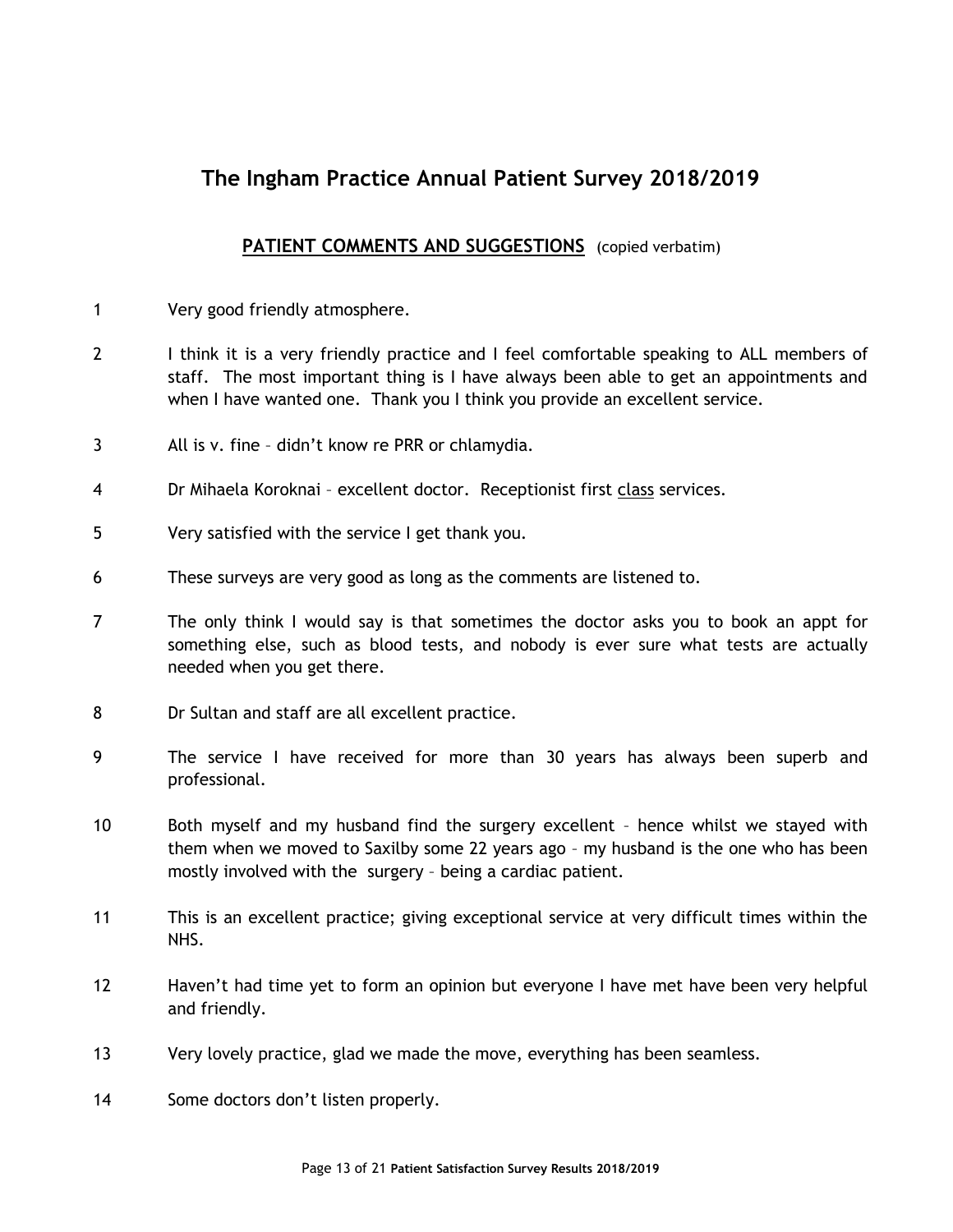# The Ingham Practice Annual Patient Survey 2018/2019

## PATIENT COMMENTS AND SUGGESTIONS (copied verbatim)

1. Very good friendly atmosphere.

2. I think it is a very friendly practice and I feel comfortable speaking to ALL members of staff. The most important thing is I have always been able to get an appointments and when I have wanted one. Thank you I think you provide an excellent service.

3. All is v. fine – didn't know re PRR or chlamydia.

4. Dr Mihaela Koroknai – excellent doctor. Receptionist first <u>class</u> services.

5. Very satisfied with the service I get thank you.

6. These surveys are very good as long as the comments are listened to.

7. The only think I would say is that sometimes the doctor asks you to book an appt for something else, such as blood tests, and nobody is ever sure what tests are actually needed when you get there.

8. Dr Sultan and staff are all excellent practice.

9. The service I have received for more than 30 years has always been superb and professional.

10. Both myself and my husband find the surgery excellent – hence whilst we stayed with them when we moved to Saxilby some 22 years ago – my husband is the one who has been mostly involved with the surgery – being a cardiac patient.

11. This is an excellent practice; giving exceptional service at very difficult times within the NHS.

12. Haven't had time yet to form an opinion but everyone I have met have been very helpful and friendly.

13. Very lovely practice, glad we made the move, everything has been seamless.

14. Some doctors don't listen properly.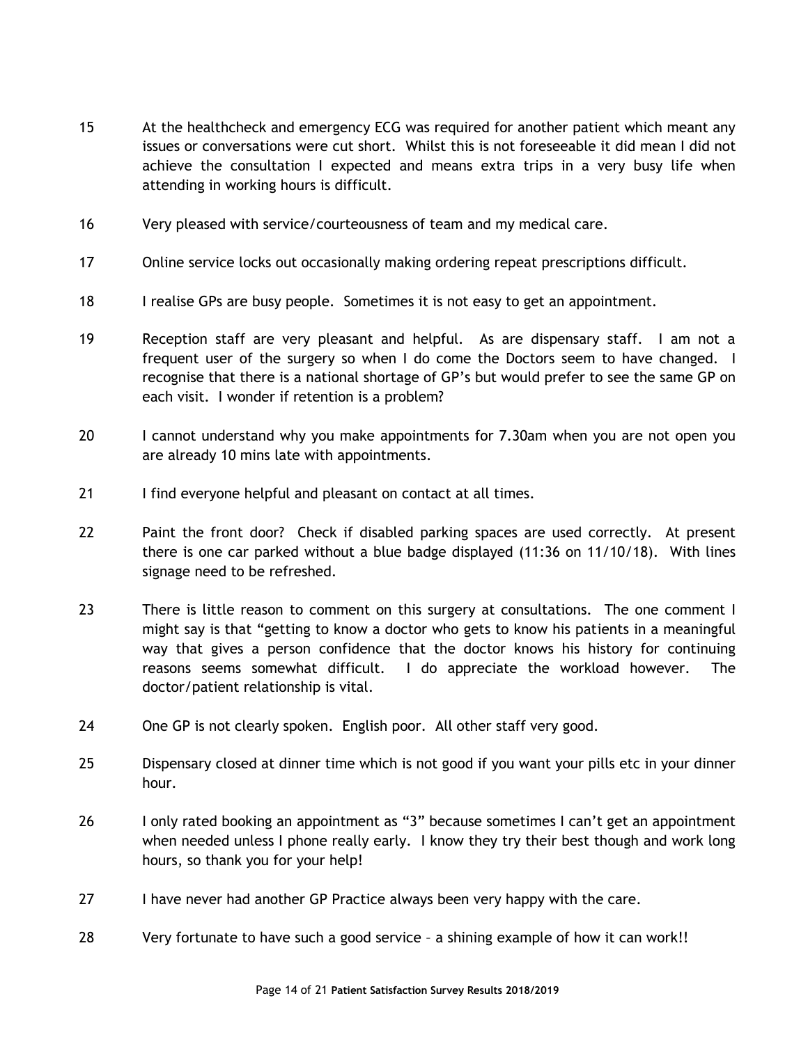15 At the healthcheck and emergency ECG was required for another patient which meant any issues or conversations were cut short. Whilst this is not foreseeable it did mean I did not achieve the consultation I expected and means extra trips in a very busy life when attending in working hours is difficult.

16 Very pleased with service/courteousness of team and my medical care.

17 Online service locks out occasionally making ordering repeat prescriptions difficult.

18 I realise GPs are busy people. Sometimes it is not easy to get an appointment.

19 Reception staff are very pleasant and helpful. As are dispensary staff. I am not a frequent user of the surgery so when I do come the Doctors seem to have changed. I recognise that there is a national shortage of GP's but would prefer to see the same GP on each visit. I wonder if retention is a problem?

20 I cannot understand why you make appointments for 7.30am when you are not open you are already 10 mins late with appointments.

21 I find everyone helpful and pleasant on contact at all times.

22 Paint the front door? Check if disabled parking spaces are used correctly. At present there is one car parked without a blue badge displayed (11:36 on 11/10/18). With lines signage need to be refreshed.

23 There is little reason to comment on this surgery at consultations. The one comment I might say is that "getting to know a doctor who gets to know his patients in a meaningful way that gives a person confidence that the doctor knows his history for continuing reasons seems somewhat difficult. I do appreciate the workload however. The doctor/patient relationship is vital.

24 One GP is not clearly spoken. English poor. All other staff very good.

25 Dispensary closed at dinner time which is not good if you want your pills etc in your dinner hour.

26 I only rated booking an appointment as "3" because sometimes I can't get an appointment when needed unless I phone really early. I know they try their best though and work long hours, so thank you for your help!

27 I have never had another GP Practice always been very happy with the care.

28 Very fortunate to have such a good service – a shining example of how it can work!!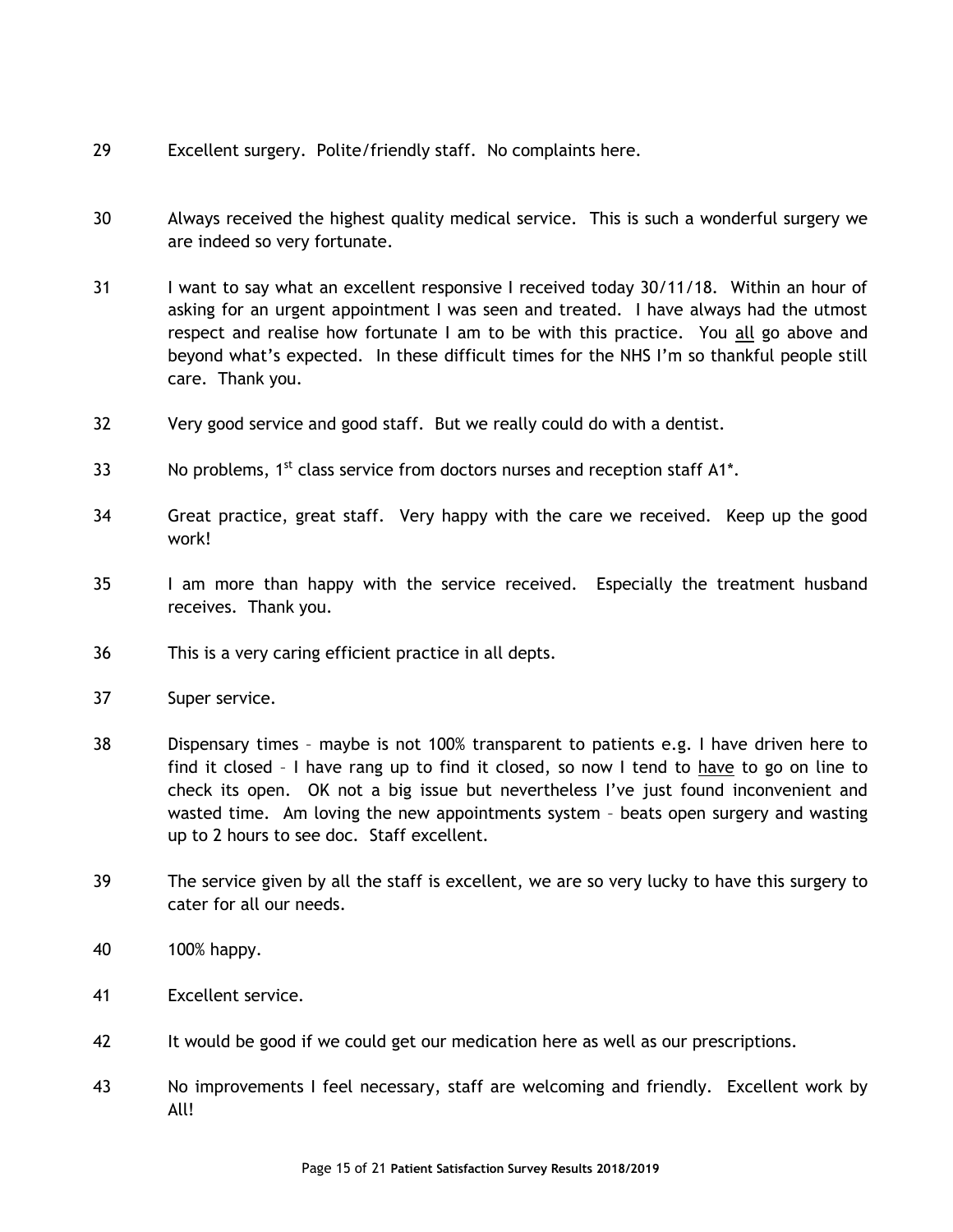29 Excellent surgery. Polite/friendly staff. No complaints here.

30 Always received the highest quality medical service. This is such a wonderful surgery we are indeed so very fortunate.

31 I want to say what an excellent responsive I received today 30/11/18. Within an hour of asking for an urgent appointment I was seen and treated. I have always had the utmost respect and realise how fortunate I am to be with this practice. You <u>all</u> go above and beyond what's expected. In these difficult times for the NHS I'm so thankful people still care. Thank you.

32 Very good service and good staff. But we really could do with a dentist.

33 No problems, 1st class service from doctors nurses and reception staff A1*.

34 Great practice, great staff. Very happy with the care we received. Keep up the good work!

35 I am more than happy with the service received. Especially the treatment husband receives. Thank you.

36 This is a very caring efficient practice in all depts.

37 Super service.

38 Dispensary times – maybe is not 100% transparent to patients e.g. I have driven here to find it closed – I have rang up to find it closed, so now I tend to <u>have</u> to go on line to check its open. OK not a big issue but nevertheless I've just found inconvenient and wasted time. Am loving the new appointments system – beats open surgery and wasting up to 2 hours to see doc. Staff excellent.

39 The service given by all the staff is excellent, we are so very lucky to have this surgery to cater for all our needs.

40 100% happy.

41 Excellent service.

42 It would be good if we could get our medication here as well as our prescriptions.

43 No improvements I feel necessary, staff are welcoming and friendly. Excellent work by All!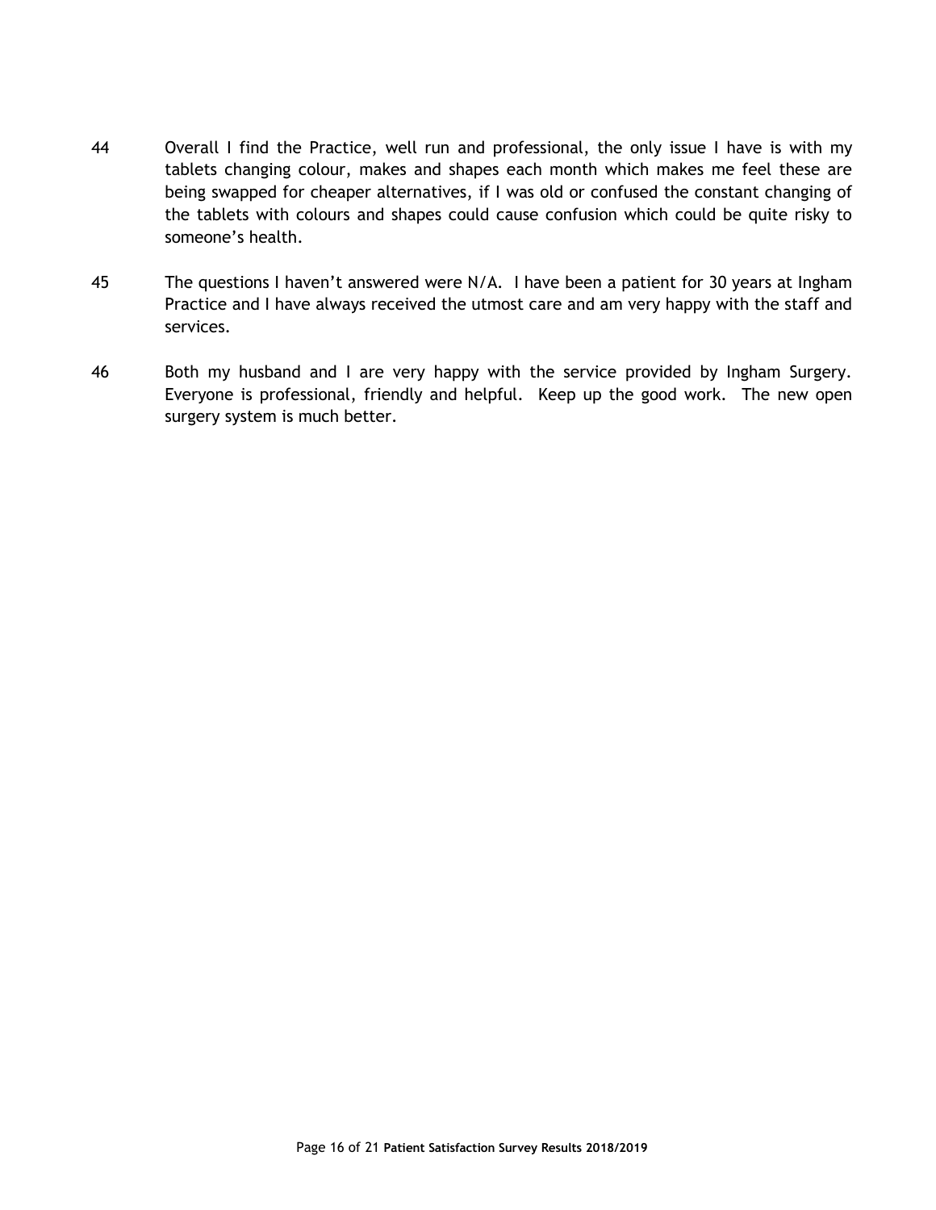44 Overall I find the Practice, well run and professional, the only issue I have is with my tablets changing colour, makes and shapes each month which makes me feel these are being swapped for cheaper alternatives, if I was old or confused the constant changing of the tablets with colours and shapes could cause confusion which could be quite risky to someone's health.

45 The questions I haven't answered were N/A. I have been a patient for 30 years at Ingham Practice and I have always received the utmost care and am very happy with the staff and services.

46 Both my husband and I are very happy with the service provided by Ingham Surgery. Everyone is professional, friendly and helpful. Keep up the good work. The new open surgery system is much better.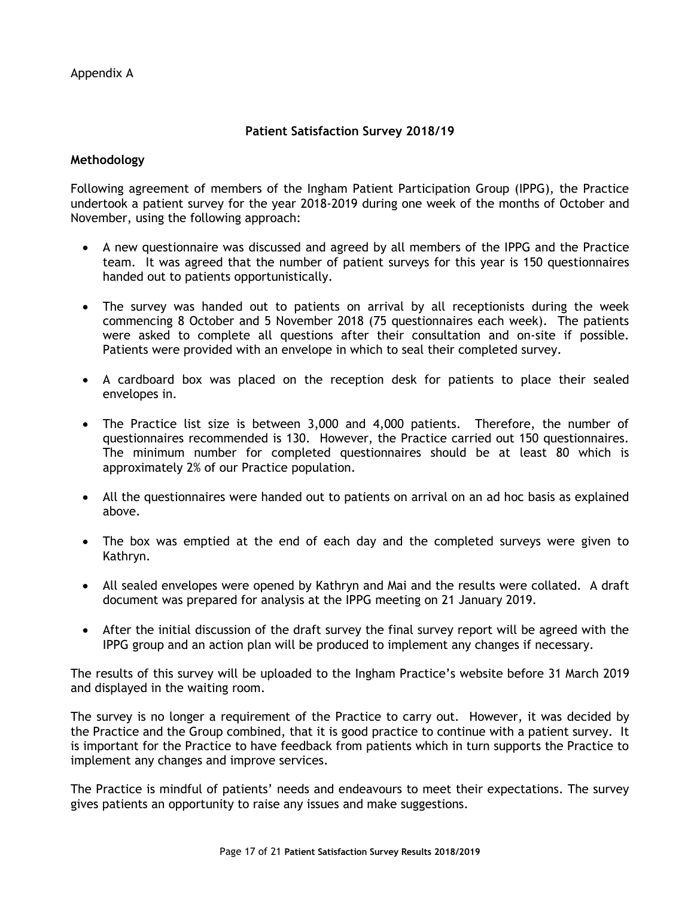Appendix A

## Patient Satisfaction Survey 2018/19

### Methodology

Following agreement of members of the Ingham Patient Participation Group (IPPG), the Practice undertook a patient survey for the year 2018-2019 during one week of the months of October and November, using the following approach:

- A new questionnaire was discussed and agreed by all members of the IPPG and the Practice team. It was agreed that the number of patient surveys for this year is 150 questionnaires handed out to patients opportunistically.
- The survey was handed out to patients on arrival by all receptionists during the week commencing 8 October and 5 November 2018 (75 questionnaires each week). The patients were asked to complete all questions after their consultation and on-site if possible. Patients were provided with an envelope in which to seal their completed survey.
- A cardboard box was placed on the reception desk for patients to place their sealed envelopes in.
- The Practice list size is between 3,000 and 4,000 patients. Therefore, the number of questionnaires recommended is 130. However, the Practice carried out 150 questionnaires. The minimum number for completed questionnaires should be at least 80 which is approximately 2% of our Practice population.
- All the questionnaires were handed out to patients on arrival on an ad hoc basis as explained above.
- The box was emptied at the end of each day and the completed surveys were given to Kathryn.
- All sealed envelopes were opened by Kathryn and Mai and the results were collated. A draft document was prepared for analysis at the IPPG meeting on 21 January 2019.
- After the initial discussion of the draft survey the final survey report will be agreed with the IPPG group and an action plan will be produced to implement any changes if necessary.

The results of this survey will be uploaded to the Ingham Practice's website before 31 March 2019 and displayed in the waiting room.

The survey is no longer a requirement of the Practice to carry out. However, it was decided by the Practice and the Group combined, that it is good practice to continue with a patient survey. It is important for the Practice to have feedback from patients which in turn supports the Practice to implement any changes and improve services.

The Practice is mindful of patients' needs and endeavours to meet their expectations. The survey gives patients an opportunity to raise any issues and make suggestions.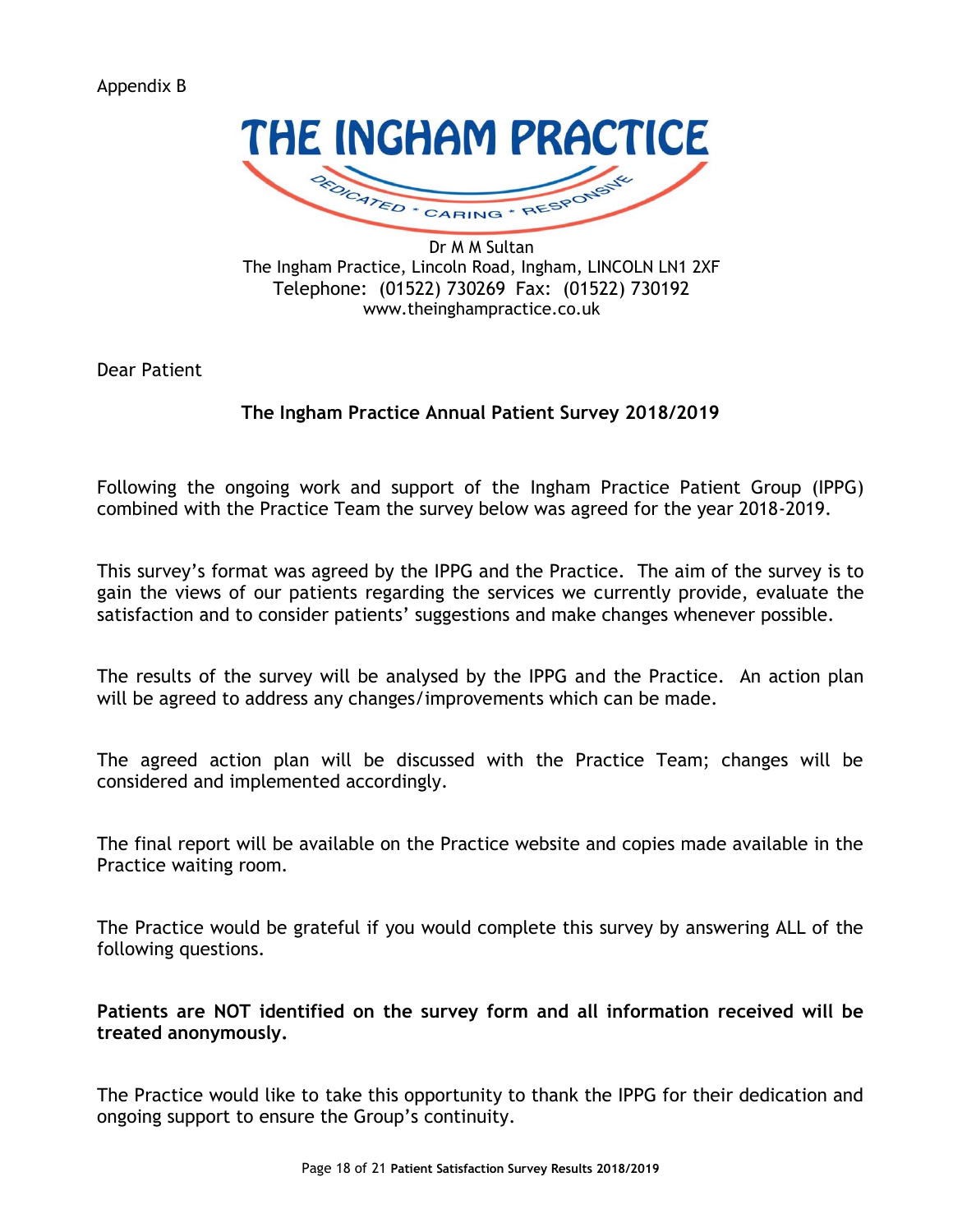Appendix B

# THE INGHAM PRACTICE

DEDICATED * CARING * RESPONSIVE

Dr M M Sultan
The Ingham Practice, Lincoln Road, Ingham, LINCOLN LN1 2XF
Telephone: (01522) 730269 Fax: (01522) 730192
www.theinghampractice.co.uk

Dear Patient

**The Ingham Practice Annual Patient Survey 2018/2019**

Following the ongoing work and support of the Ingham Practice Patient Group (IPPG) combined with the Practice Team the survey below was agreed for the year 2018-2019.

This survey's format was agreed by the IPPG and the Practice. The aim of the survey is to gain the views of our patients regarding the services we currently provide, evaluate the satisfaction and to consider patients' suggestions and make changes whenever possible.

The results of the survey will be analysed by the IPPG and the Practice. An action plan will be agreed to address any changes/improvements which can be made.

The agreed action plan will be discussed with the Practice Team; changes will be considered and implemented accordingly.

The final report will be available on the Practice website and copies made available in the Practice waiting room.

The Practice would be grateful if you would complete this survey by answering ALL of the following questions.

**Patients are NOT identified on the survey form and all information received will be treated anonymously.**

The Practice would like to take this opportunity to thank the IPPG for their dedication and ongoing support to ensure the Group's continuity.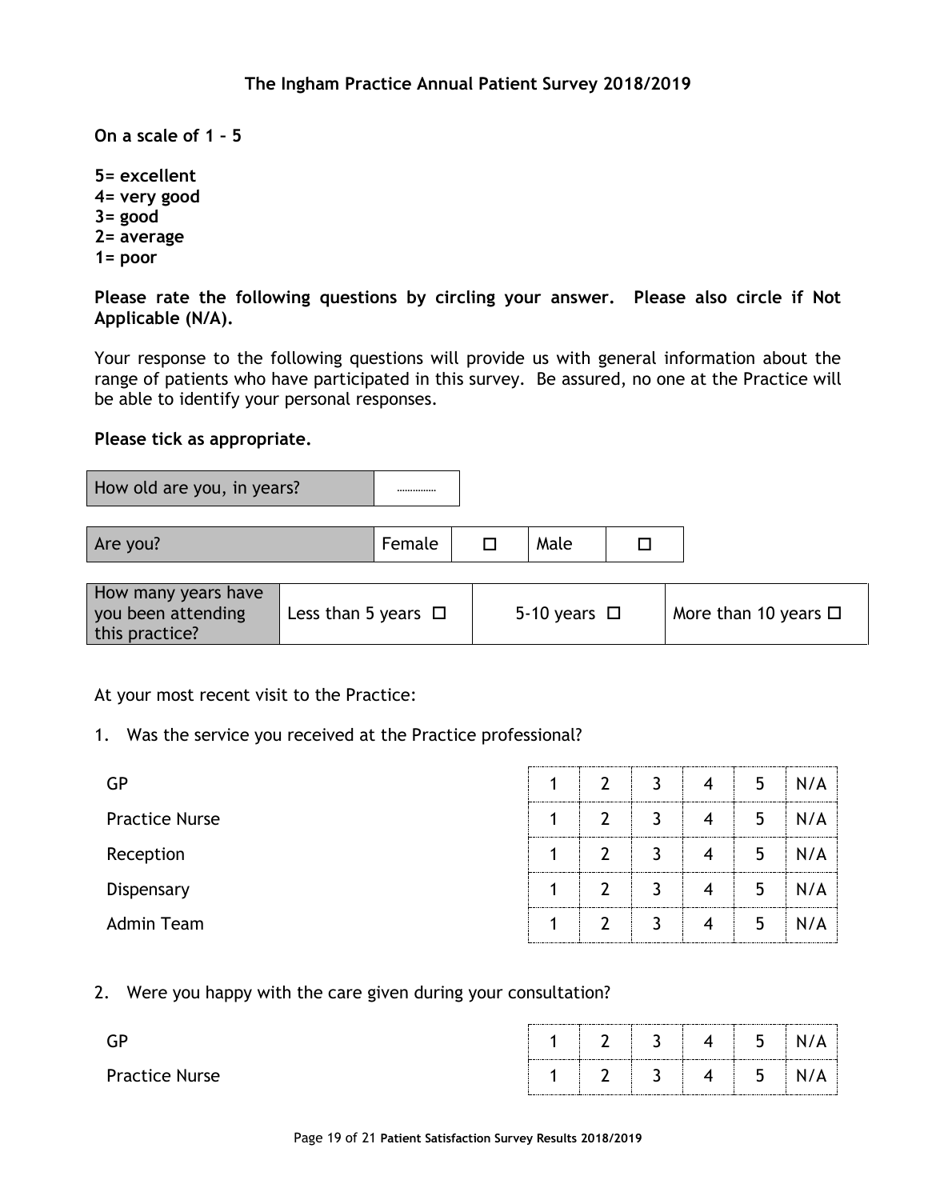## The Ingham Practice Annual Patient Survey 2018/2019

**On a scale of 1 – 5**

**5= excellent**
**4= very good**
**3= good**
**2= average**
**1= poor**

**Please rate the following questions by circling your answer. Please also circle if Not Applicable (N/A).**

Your response to the following questions will provide us with general information about the range of patients who have participated in this survey. Be assured, no one at the Practice will be able to identify your personal responses.

**Please tick as appropriate.**

| How old are you, in years? | …………… |
|---|---|

| Are you? | Female | ☐ | Male | ☐ |
|---|---|---|---|---|

| How many years have you been attending this practice? | Less than 5 years ☐ | 5-10 years ☐ | More than 10 years ☐ |
|---|---|---|---|

At your most recent visit to the Practice:

1. Was the service you received at the Practice professional?

| | | | | | | |
|---|---|---|---|---|---|---|
| GP | 1 | 2 | 3 | 4 | 5 | N/A |
| Practice Nurse | 1 | 2 | 3 | 4 | 5 | N/A |
| Reception | 1 | 2 | 3 | 4 | 5 | N/A |
| Dispensary | 1 | 2 | 3 | 4 | 5 | N/A |
| Admin Team | 1 | 2 | 3 | 4 | 5 | N/A |

2. Were you happy with the care given during your consultation?

| | | | | | | |
|---|---|---|---|---|---|---|
| GP | 1 | 2 | 3 | 4 | 5 | N/A |
| Practice Nurse | 1 | 2 | 3 | 4 | 5 | N/A |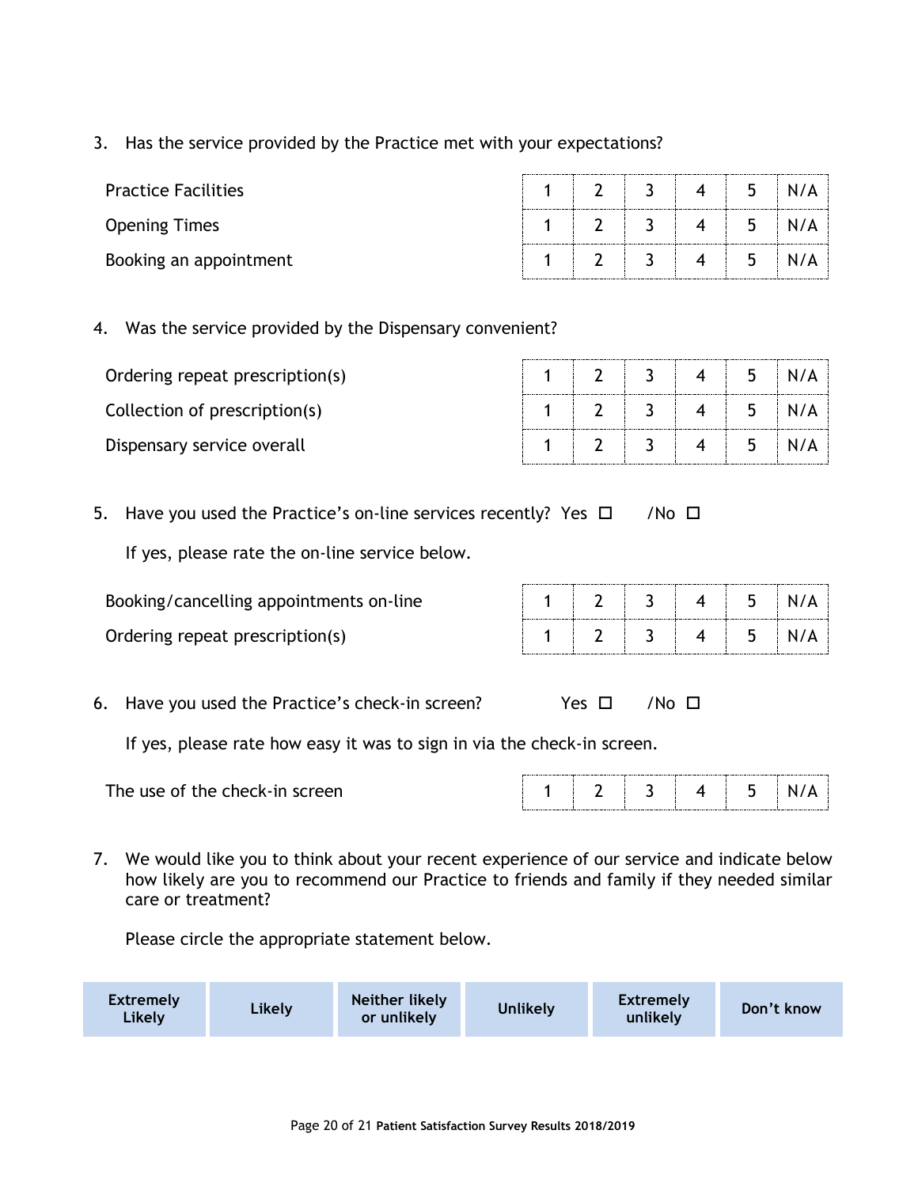3. Has the service provided by the Practice met with your expectations?

| | | | | | | |
|---|---|---|---|---|---|---|
| Practice Facilities | 1 | 2 | 3 | 4 | 5 | N/A |
| Opening Times | 1 | 2 | 3 | 4 | 5 | N/A |
| Booking an appointment | 1 | 2 | 3 | 4 | 5 | N/A |

4. Was the service provided by the Dispensary convenient?

| | | | | | | |
|---|---|---|---|---|---|---|
| Ordering repeat prescription(s) | 1 | 2 | 3 | 4 | 5 | N/A |
| Collection of prescription(s) | 1 | 2 | 3 | 4 | 5 | N/A |
| Dispensary service overall | 1 | 2 | 3 | 4 | 5 | N/A |

5. Have you used the Practice's on-line services recently? Yes ☐ /No ☐

   If yes, please rate the on-line service below.

| | | | | | | |
|---|---|---|---|---|---|---|
| Booking/cancelling appointments on-line | 1 | 2 | 3 | 4 | 5 | N/A |
| Ordering repeat prescription(s) | 1 | 2 | 3 | 4 | 5 | N/A |

6. Have you used the Practice's check-in screen? Yes ☐ /No ☐

   If yes, please rate how easy it was to sign in via the check-in screen.

| | | | | | | |
|---|---|---|---|---|---|---|
| The use of the check-in screen | 1 | 2 | 3 | 4 | 5 | N/A |

7. We would like you to think about your recent experience of our service and indicate below how likely are you to recommend our Practice to friends and family if they needed similar care or treatment?

   Please circle the appropriate statement below.

| **Extremely Likely** | **Likely** | **Neither likely or unlikely** | **Unlikely** | **Extremely unlikely** | **Don't know** |
|---|---|---|---|---|---|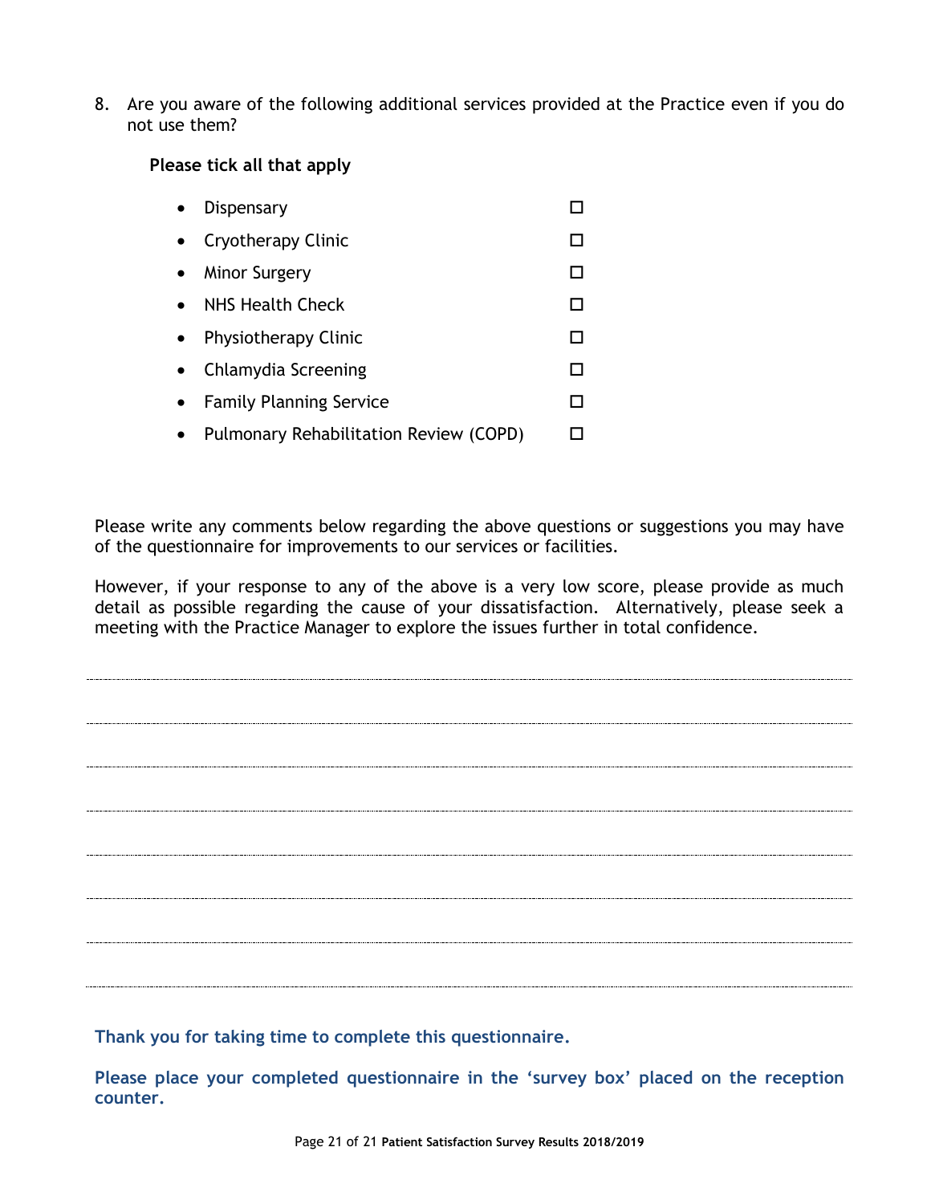8. Are you aware of the following additional services provided at the Practice even if you do not use them?

**Please tick all that apply**

- Dispensary ☐
- Cryotherapy Clinic ☐
- Minor Surgery ☐
- NHS Health Check ☐
- Physiotherapy Clinic ☐
- Chlamydia Screening ☐
- Family Planning Service ☐
- Pulmonary Rehabilitation Review (COPD) ☐

Please write any comments below regarding the above questions or suggestions you may have of the questionnaire for improvements to our services or facilities.

However, if your response to any of the above is a very low score, please provide as much detail as possible regarding the cause of your dissatisfaction. Alternatively, please seek a meeting with the Practice Manager to explore the issues further in total confidence.

..............................................................................................................................

..............................................................................................................................

..............................................................................................................................

..............................................................................................................................

..............................................................................................................................

..............................................................................................................................

..............................................................................................................................

..............................................................................................................................

**Thank you for taking time to complete this questionnaire.**

**Please place your completed questionnaire in the 'survey box' placed on the reception counter.**